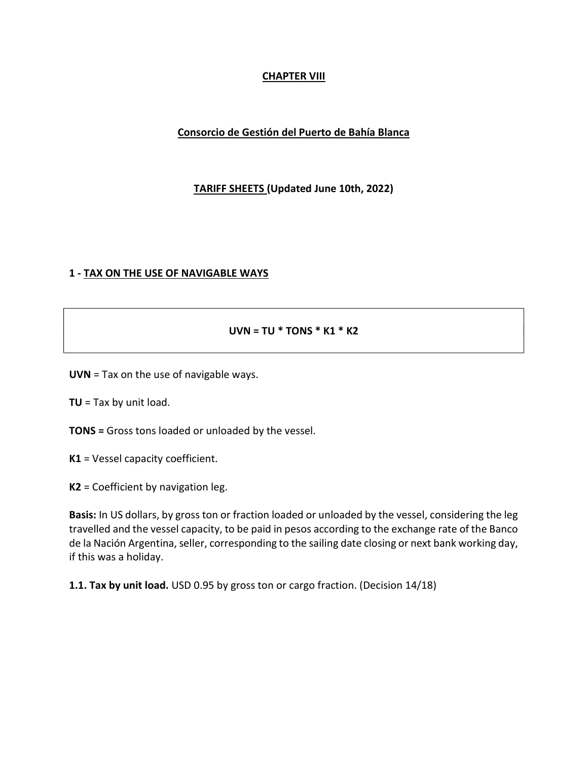**CHAPTER VIII**

**Consorcio de Gestión del Puerto de Bahía Blanca**

**TARIFF SHEETS (Updated June 10th, 2022)**

## 1 - TAX ON THE USE OF NAVIGABLE WAYS

$$UVN = TU * TONS * K1 * K2$$

**UVN** = Tax on the use of navigable ways.

**TU** = Tax by unit load.

**TONS =** Gross tons loaded or unloaded by the vessel.

**K1** = Vessel capacity coefficient.

**K2** = Coefficient by navigation leg.

**Basis:** In US dollars, by gross ton or fraction loaded or unloaded by the vessel, considering the leg travelled and the vessel capacity, to be paid in pesos according to the exchange rate of the Banco de la Nación Argentina, seller, corresponding to the sailing date closing or next bank working day, if this was a holiday.

**1.1. Tax by unit load.** USD 0.95 by gross ton or cargo fraction. (Decision 14/18)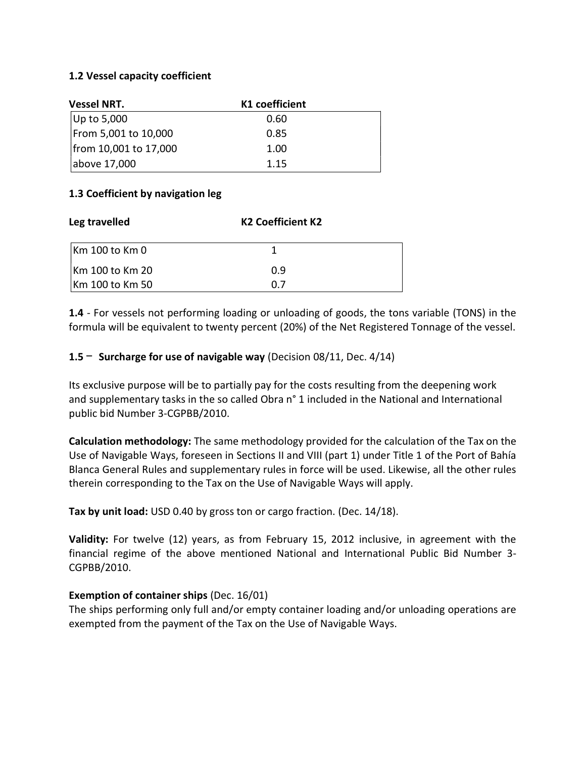**1.2 Vessel capacity coefficient**

| Vessel NRT. | K1 coefficient |
|---|---|
| Up to 5,000 | 0.60 |
| From 5,001 to 10,000 | 0.85 |
| from 10,001 to 17,000 | 1.00 |
| above 17,000 | 1.15 |

**1.3 Coefficient by navigation leg**

| Leg travelled | K2 Coefficient K2 |
|---|---|
| Km 100 to Km 0 | 1 |
| Km 100 to Km 20 | 0.9 |
| Km 100 to Km 50 | 0.7 |

**1.4** - For vessels not performing loading or unloading of goods, the tons variable (TONS) in the formula will be equivalent to twenty percent (20%) of the Net Registered Tonnage of the vessel.

**1.5 – Surcharge for use of navigable way** (Decision 08/11, Dec. 4/14)

Its exclusive purpose will be to partially pay for the costs resulting from the deepening work and supplementary tasks in the so called Obra n° 1 included in the National and International public bid Number 3-CGPBB/2010.

**Calculation methodology:** The same methodology provided for the calculation of the Tax on the Use of Navigable Ways, foreseen in Sections II and VIII (part 1) under Title 1 of the Port of Bahía Blanca General Rules and supplementary rules in force will be used. Likewise, all the other rules therein corresponding to the Tax on the Use of Navigable Ways will apply.

**Tax by unit load:** USD 0.40 by gross ton or cargo fraction. (Dec. 14/18).

**Validity:** For twelve (12) years, as from February 15, 2012 inclusive, in agreement with the financial regime of the above mentioned National and International Public Bid Number 3-CGPBB/2010.

**Exemption of container ships** (Dec. 16/01)

The ships performing only full and/or empty container loading and/or unloading operations are exempted from the payment of the Tax on the Use of Navigable Ways.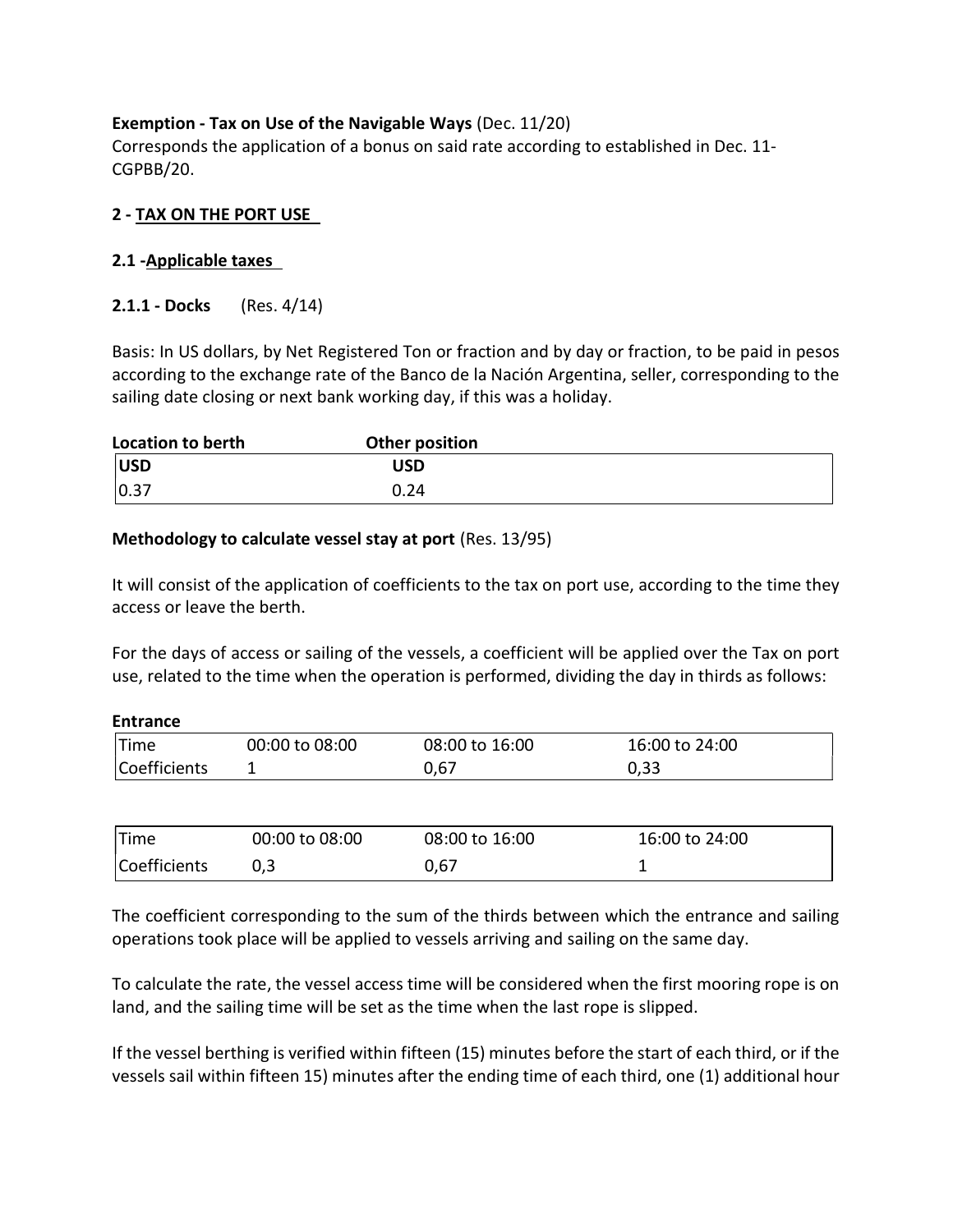**Exemption - Tax on Use of the Navigable Ways** (Dec. 11/20)
Corresponds the application of a bonus on said rate according to established in Dec. 11-CGPBB/20.

## 2 - TAX ON THE PORT USE

### 2.1 -Applicable taxes

#### 2.1.1 - Docks (Res. 4/14)

Basis: In US dollars, by Net Registered Ton or fraction and by day or fraction, to be paid in pesos according to the exchange rate of the Banco de la Nación Argentina, seller, corresponding to the sailing date closing or next bank working day, if this was a holiday.

| Location to berth | Other position |
|---|---|
| USD | USD |
| 0.37 | 0.24 |

**Methodology to calculate vessel stay at port** (Res. 13/95)

It will consist of the application of coefficients to the tax on port use, according to the time they access or leave the berth.

For the days of access or sailing of the vessels, a coefficient will be applied over the Tax on port use, related to the time when the operation is performed, dividing the day in thirds as follows:

**Entrance**

| Time | 00:00 to 08:00 | 08:00 to 16:00 | 16:00 to 24:00 |
|---|---|---|---|
| Coefficients | 1 | 0,67 | 0,33 |

| Time | 00:00 to 08:00 | 08:00 to 16:00 | 16:00 to 24:00 |
|---|---|---|---|
| Coefficients | 0,3 | 0,67 | 1 |

The coefficient corresponding to the sum of the thirds between which the entrance and sailing operations took place will be applied to vessels arriving and sailing on the same day.

To calculate the rate, the vessel access time will be considered when the first mooring rope is on land, and the sailing time will be set as the time when the last rope is slipped.

If the vessel berthing is verified within fifteen (15) minutes before the start of each third, or if the vessels sail within fifteen 15) minutes after the ending time of each third, one (1) additional hour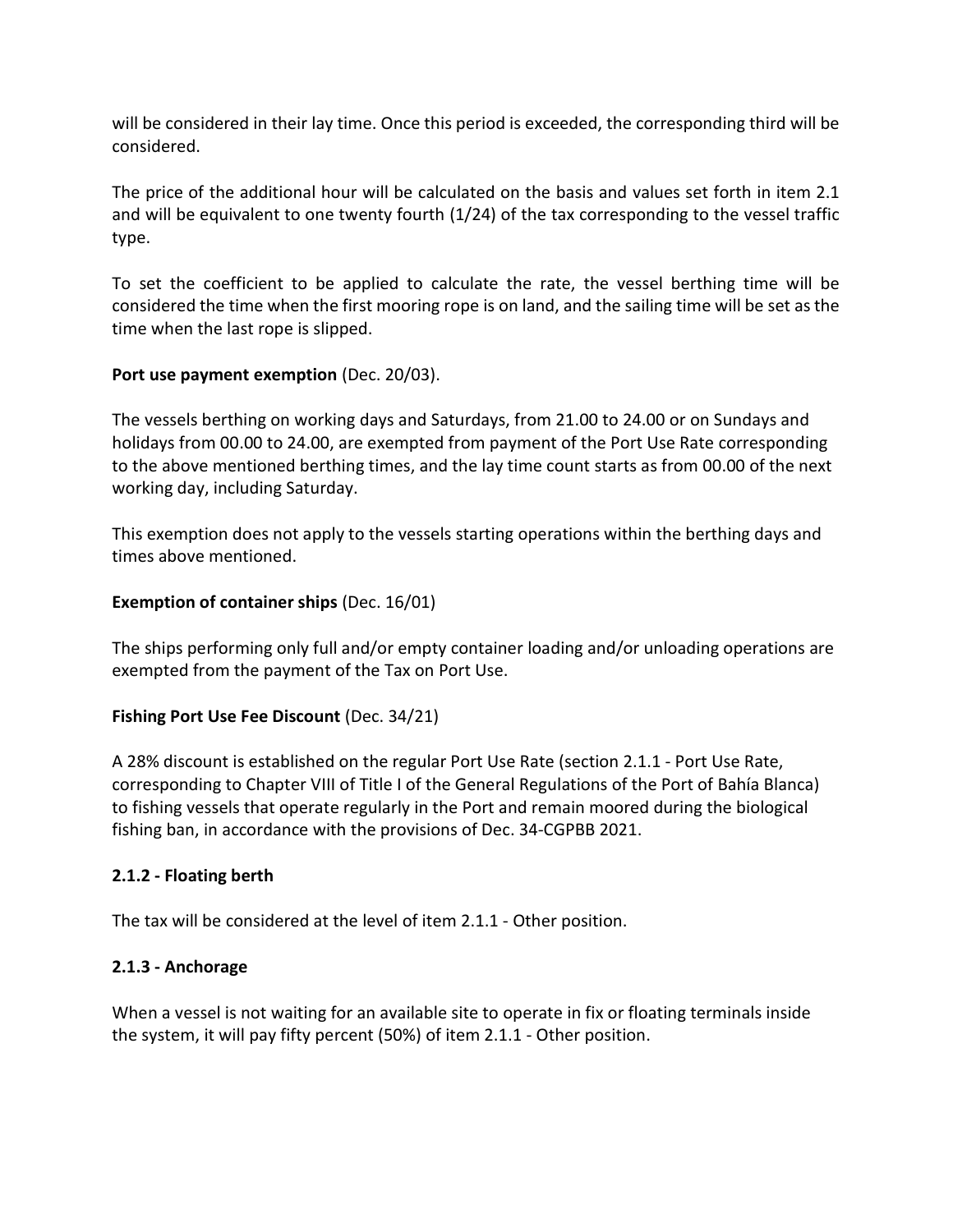will be considered in their lay time. Once this period is exceeded, the corresponding third will be considered.

The price of the additional hour will be calculated on the basis and values set forth in item 2.1 and will be equivalent to one twenty fourth (1/24) of the tax corresponding to the vessel traffic type.

To set the coefficient to be applied to calculate the rate, the vessel berthing time will be considered the time when the first mooring rope is on land, and the sailing time will be set as the time when the last rope is slipped.

**Port use payment exemption** (Dec. 20/03).

The vessels berthing on working days and Saturdays, from 21.00 to 24.00 or on Sundays and holidays from 00.00 to 24.00, are exempted from payment of the Port Use Rate corresponding to the above mentioned berthing times, and the lay time count starts as from 00.00 of the next working day, including Saturday.

This exemption does not apply to the vessels starting operations within the berthing days and times above mentioned.

**Exemption of container ships** (Dec. 16/01)

The ships performing only full and/or empty container loading and/or unloading operations are exempted from the payment of the Tax on Port Use.

**Fishing Port Use Fee Discount** (Dec. 34/21)

A 28% discount is established on the regular Port Use Rate (section 2.1.1 - Port Use Rate, corresponding to Chapter VIII of Title I of the General Regulations of the Port of Bahía Blanca) to fishing vessels that operate regularly in the Port and remain moored during the biological fishing ban, in accordance with the provisions of Dec. 34-CGPBB 2021.

### 2.1.2 - Floating berth

The tax will be considered at the level of item 2.1.1 - Other position.

### 2.1.3 - Anchorage

When a vessel is not waiting for an available site to operate in fix or floating terminals inside the system, it will pay fifty percent (50%) of item 2.1.1 - Other position.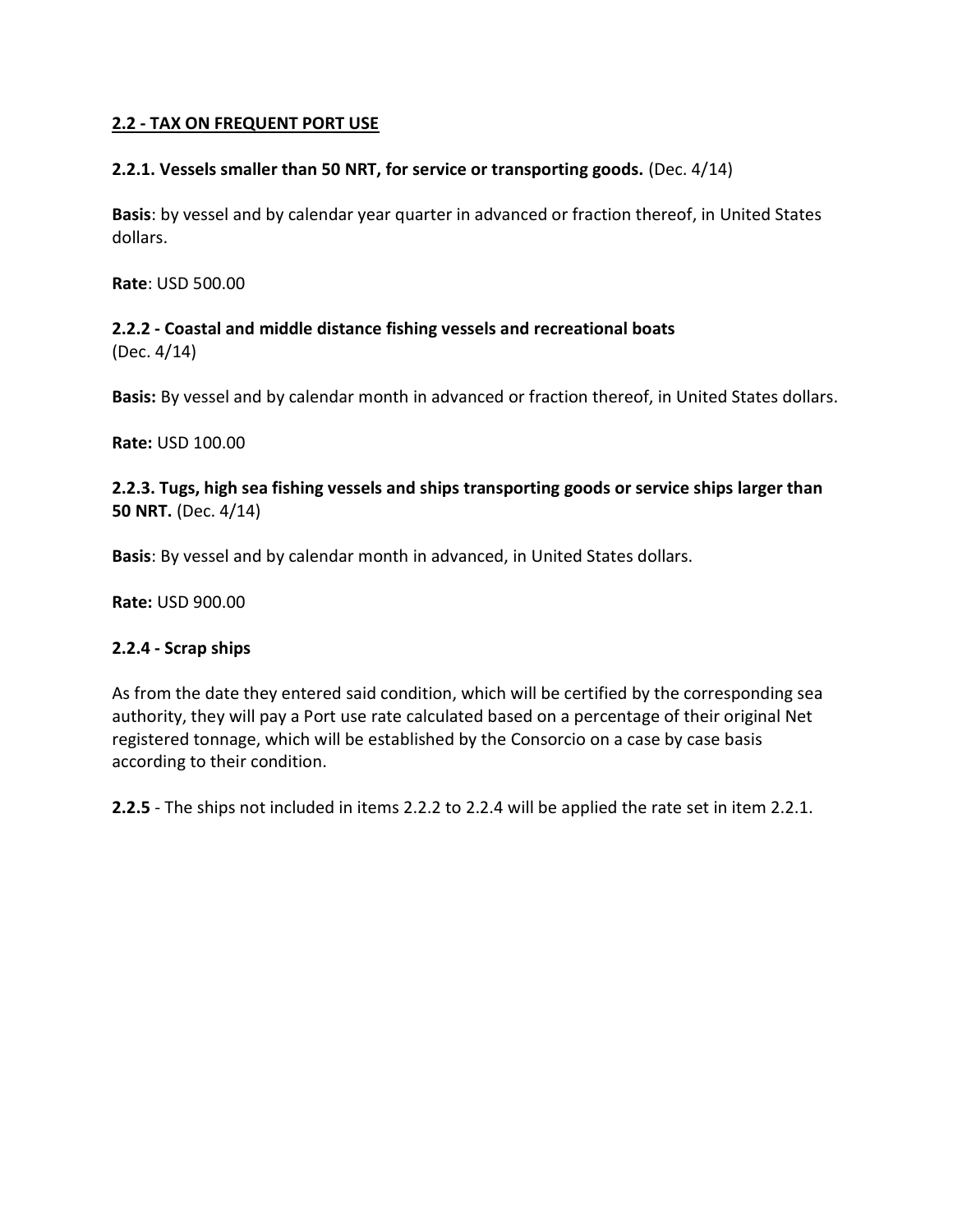## 2.2 - TAX ON FREQUENT PORT USE

**2.2.1. Vessels smaller than 50 NRT, for service or transporting goods.** (Dec. 4/14)

**Basis**: by vessel and by calendar year quarter in advanced or fraction thereof, in United States dollars.

**Rate**: USD 500.00

**2.2.2 - Coastal and middle distance fishing vessels and recreational boats**
(Dec. 4/14)

**Basis:** By vessel and by calendar month in advanced or fraction thereof, in United States dollars.

**Rate:** USD 100.00

**2.2.3. Tugs, high sea fishing vessels and ships transporting goods or service ships larger than 50 NRT.** (Dec. 4/14)

**Basis**: By vessel and by calendar month in advanced, in United States dollars.

**Rate:** USD 900.00

**2.2.4 - Scrap ships**

As from the date they entered said condition, which will be certified by the corresponding sea authority, they will pay a Port use rate calculated based on a percentage of their original Net registered tonnage, which will be established by the Consorcio on a case by case basis according to their condition.

**2.2.5** - The ships not included in items 2.2.2 to 2.2.4 will be applied the rate set in item 2.2.1.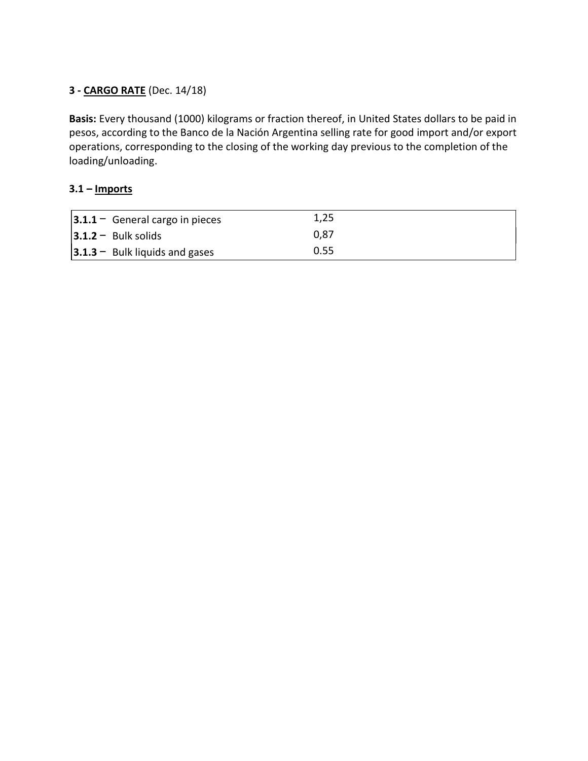### 3 - **CARGO RATE** (Dec. 14/18)

**Basis:** Every thousand (1000) kilograms or fraction thereof, in United States dollars to be paid in pesos, according to the Banco de la Nación Argentina selling rate for good import and/or export operations, corresponding to the closing of the working day previous to the completion of the loading/unloading.

#### 3.1 – **Imports**

| | |
|---|---|
| **3.1.1** – General cargo in pieces | 1,25 |
| **3.1.2** – Bulk solids | 0,87 |
| **3.1.3** – Bulk liquids and gases | 0.55 |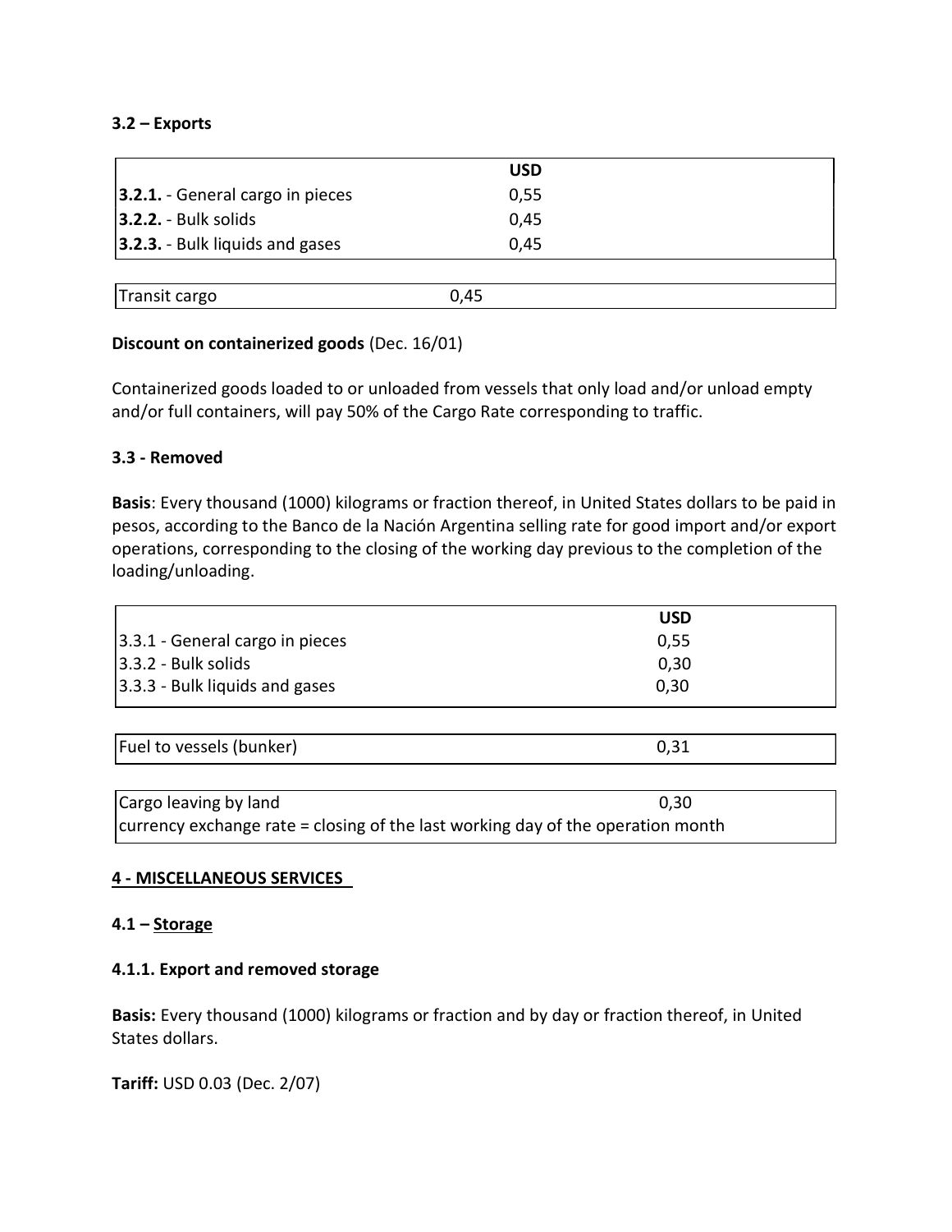### 3.2 – Exports

| | USD |
|---|---|
| **3.2.1.** - General cargo in pieces | 0,55 |
| **3.2.2.** - Bulk solids | 0,45 |
| **3.2.3.** - Bulk liquids and gases | 0,45 |
| | |
| Transit cargo | 0,45 |

**Discount on containerized goods** (Dec. 16/01)

Containerized goods loaded to or unloaded from vessels that only load and/or unload empty and/or full containers, will pay 50% of the Cargo Rate corresponding to traffic.

### 3.3 - Removed

**Basis**: Every thousand (1000) kilograms or fraction thereof, in United States dollars to be paid in pesos, according to the Banco de la Nación Argentina selling rate for good import and/or export operations, corresponding to the closing of the working day previous to the completion of the loading/unloading.

| | USD |
|---|---|
| 3.3.1 - General cargo in pieces | 0,55 |
| 3.3.2 - Bulk solids | 0,30 |
| 3.3.3 - Bulk liquids and gases | 0,30 |

| Fuel to vessels (bunker) | 0,31 |
|---|---|

| Cargo leaving by land | 0,30 |
|---|---|
| currency exchange rate = closing of the last working day of the operation month | |

## 4 - MISCELLANEOUS SERVICES

### 4.1 – Storage

#### 4.1.1. Export and removed storage

**Basis:** Every thousand (1000) kilograms or fraction and by day or fraction thereof, in United States dollars.

**Tariff:** USD 0.03 (Dec. 2/07)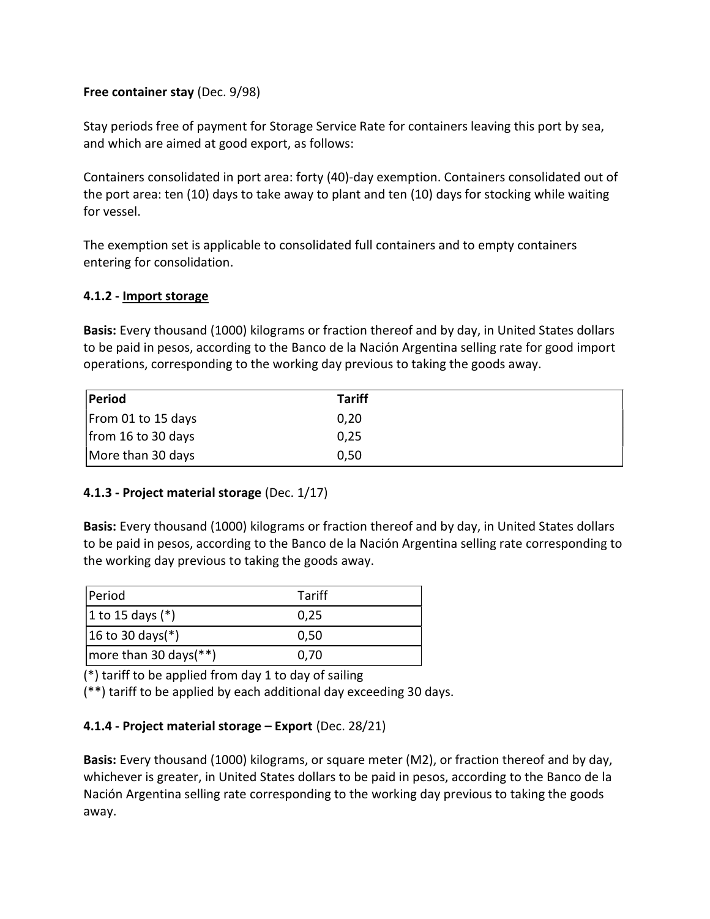**Free container stay** (Dec. 9/98)

Stay periods free of payment for Storage Service Rate for containers leaving this port by sea, and which are aimed at good export, as follows:

Containers consolidated in port area: forty (40)-day exemption. Containers consolidated out of the port area: ten (10) days to take away to plant and ten (10) days for stocking while waiting for vessel.

The exemption set is applicable to consolidated full containers and to empty containers entering for consolidation.

#### 4.1.2 - Import storage

**Basis:** Every thousand (1000) kilograms or fraction thereof and by day, in United States dollars to be paid in pesos, according to the Banco de la Nación Argentina selling rate for good import operations, corresponding to the working day previous to taking the goods away.

| Period | Tariff |
|---|---|
| From 01 to 15 days | 0,20 |
| from 16 to 30 days | 0,25 |
| More than 30 days | 0,50 |

#### 4.1.3 - Project material storage (Dec. 1/17)

**Basis:** Every thousand (1000) kilograms or fraction thereof and by day, in United States dollars to be paid in pesos, according to the Banco de la Nación Argentina selling rate corresponding to the working day previous to taking the goods away.

| Period | Tariff |
|---|---|
| 1 to 15 days (*) | 0,25 |
| 16 to 30 days(*) | 0,50 |
| more than 30 days(**) | 0,70 |

(*) tariff to be applied from day 1 to day of sailing
(**) tariff to be applied by each additional day exceeding 30 days.

#### 4.1.4 - Project material storage – Export (Dec. 28/21)

**Basis:** Every thousand (1000) kilograms, or square meter (M2), or fraction thereof and by day, whichever is greater, in United States dollars to be paid in pesos, according to the Banco de la Nación Argentina selling rate corresponding to the working day previous to taking the goods away.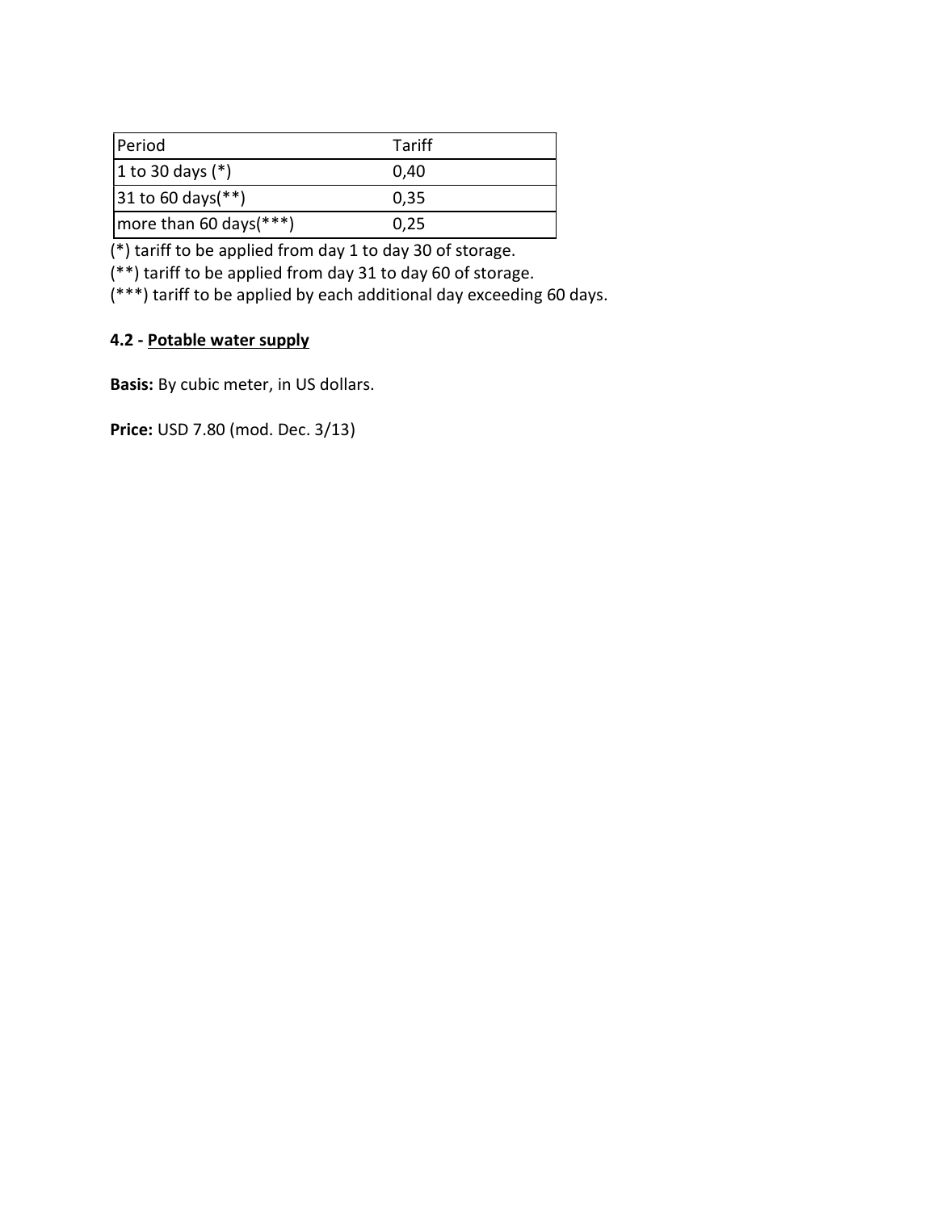| Period | Tariff |
| --- | --- |
| 1 to 30 days (*) | 0,40 |
| 31 to 60 days(**) | 0,35 |
| more than 60 days(***) | 0,25 |

(*) tariff to be applied from day 1 to day 30 of storage.

(**) tariff to be applied from day 31 to day 60 of storage.

(***) tariff to be applied by each additional day exceeding 60 days.

**4.2 - Potable water supply**

**Basis:** By cubic meter, in US dollars.

**Price:** USD 7.80 (mod. Dec. 3/13)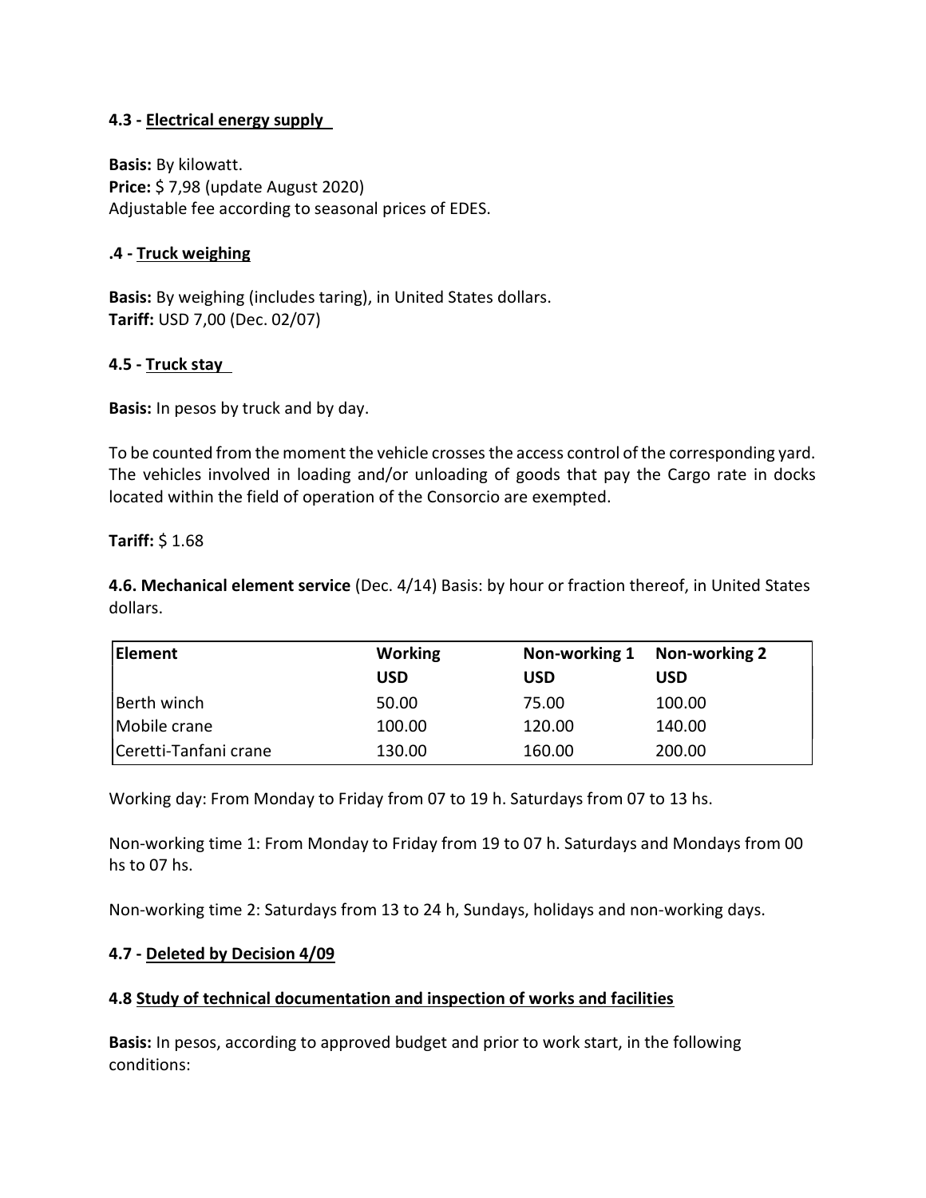#### 4.3 - Electrical energy supply

**Basis:** By kilowatt.
**Price:** $ 7,98 (update August 2020)
Adjustable fee according to seasonal prices of EDES.

#### .4 - Truck weighing

**Basis:** By weighing (includes taring), in United States dollars.
**Tariff:** USD 7,00 (Dec. 02/07)

#### 4.5 - Truck stay

**Basis:** In pesos by truck and by day.

To be counted from the moment the vehicle crosses the access control of the corresponding yard. The vehicles involved in loading and/or unloading of goods that pay the Cargo rate in docks located within the field of operation of the Consorcio are exempted.

**Tariff:** $ 1.68

**4.6. Mechanical element service** (Dec. 4/14) Basis: by hour or fraction thereof, in United States dollars.

| Element | Working USD | Non-working 1 USD | Non-working 2 USD |
|---|---|---|---|
| Berth winch | 50.00 | 75.00 | 100.00 |
| Mobile crane | 100.00 | 120.00 | 140.00 |
| Ceretti-Tanfani crane | 130.00 | 160.00 | 200.00 |

Working day: From Monday to Friday from 07 to 19 h. Saturdays from 07 to 13 hs.

Non-working time 1: From Monday to Friday from 19 to 07 h. Saturdays and Mondays from 00 hs to 07 hs.

Non-working time 2: Saturdays from 13 to 24 h, Sundays, holidays and non-working days.

#### 4.7 - Deleted by Decision 4/09

#### 4.8 Study of technical documentation and inspection of works and facilities

**Basis:** In pesos, according to approved budget and prior to work start, in the following conditions: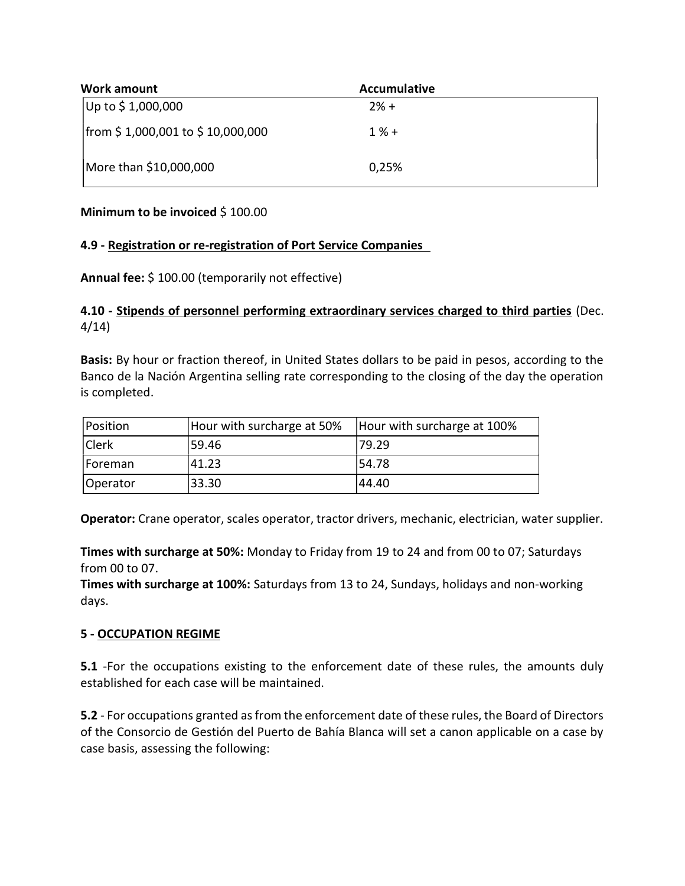| Work amount | Accumulative |
| --- | --- |
| Up to $ 1,000,000 | 2% + |
| from $ 1,000,001 to $ 10,000,000 | 1 % + |
| More than $10,000,000 | 0,25% |

**Minimum to be invoiced** $ 100.00

**4.9 - Registration or re-registration of Port Service Companies**

**Annual fee:** $ 100.00 (temporarily not effective)

**4.10 - Stipends of personnel performing extraordinary services charged to third parties** (Dec. 4/14)

**Basis:** By hour or fraction thereof, in United States dollars to be paid in pesos, according to the Banco de la Nación Argentina selling rate corresponding to the closing of the day the operation is completed.

| Position | Hour with surcharge at 50% | Hour with surcharge at 100% |
| --- | --- | --- |
| Clerk | 59.46 | 79.29 |
| Foreman | 41.23 | 54.78 |
| Operator | 33.30 | 44.40 |

**Operator:** Crane operator, scales operator, tractor drivers, mechanic, electrician, water supplier.

**Times with surcharge at 50%:** Monday to Friday from 19 to 24 and from 00 to 07; Saturdays from 00 to 07.
**Times with surcharge at 100%:** Saturdays from 13 to 24, Sundays, holidays and non-working days.

**5 - OCCUPATION REGIME**

**5.1** -For the occupations existing to the enforcement date of these rules, the amounts duly established for each case will be maintained.

**5.2** - For occupations granted as from the enforcement date of these rules, the Board of Directors of the Consorcio de Gestión del Puerto de Bahía Blanca will set a canon applicable on a case by case basis, assessing the following: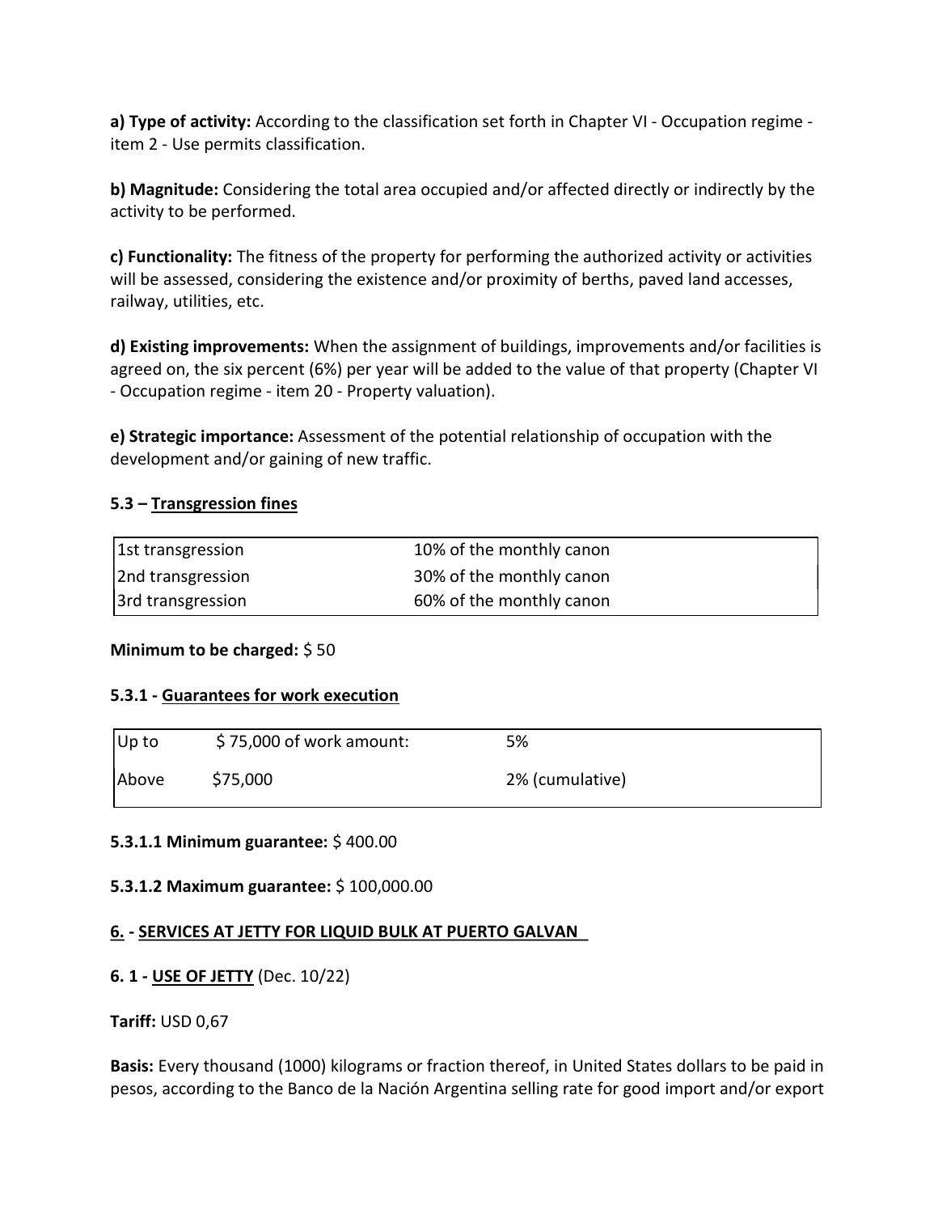**a) Type of activity:** According to the classification set forth in Chapter VI - Occupation regime - item 2 - Use permits classification.

**b) Magnitude:** Considering the total area occupied and/or affected directly or indirectly by the activity to be performed.

**c) Functionality:** The fitness of the property for performing the authorized activity or activities will be assessed, considering the existence and/or proximity of berths, paved land accesses, railway, utilities, etc.

**d) Existing improvements:** When the assignment of buildings, improvements and/or facilities is agreed on, the six percent (6%) per year will be added to the value of that property (Chapter VI - Occupation regime - item 20 - Property valuation).

**e) Strategic importance:** Assessment of the potential relationship of occupation with the development and/or gaining of new traffic.

**5.3 – Transgression fines**

| | |
|---|---|
| 1st transgression | 10% of the monthly canon |
| 2nd transgression | 30% of the monthly canon |
| 3rd transgression | 60% of the monthly canon |

**Minimum to be charged:** $ 50

**5.3.1 - Guarantees for work execution**

| | | |
|---|---|---|
| Up to | $ 75,000 of work amount: | 5% |
| Above | $75,000 | 2% (cumulative) |

**5.3.1.1 Minimum guarantee:** $ 400.00

**5.3.1.2 Maximum guarantee:** $ 100,000.00

**6. - SERVICES AT JETTY FOR LIQUID BULK AT PUERTO GALVAN**

**6. 1 - USE OF JETTY** (Dec. 10/22)

**Tariff:** USD 0,67

**Basis:** Every thousand (1000) kilograms or fraction thereof, in United States dollars to be paid in pesos, according to the Banco de la Nación Argentina selling rate for good import and/or export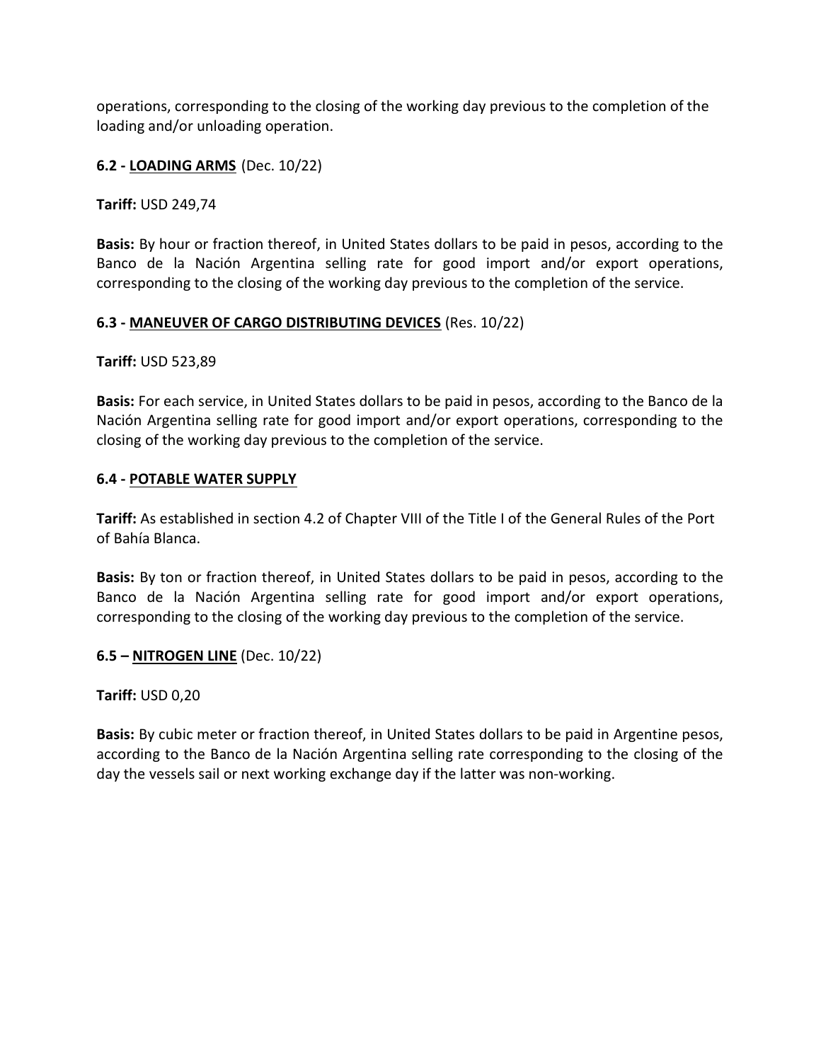operations, corresponding to the closing of the working day previous to the completion of the loading and/or unloading operation.

**6.2 - LOADING ARMS** (Dec. 10/22)

**Tariff:** USD 249,74

**Basis:** By hour or fraction thereof, in United States dollars to be paid in pesos, according to the Banco de la Nación Argentina selling rate for good import and/or export operations, corresponding to the closing of the working day previous to the completion of the service.

**6.3 - MANEUVER OF CARGO DISTRIBUTING DEVICES** (Res. 10/22)

**Tariff:** USD 523,89

**Basis:** For each service, in United States dollars to be paid in pesos, according to the Banco de la Nación Argentina selling rate for good import and/or export operations, corresponding to the closing of the working day previous to the completion of the service.

**6.4 - POTABLE WATER SUPPLY**

**Tariff:** As established in section 4.2 of Chapter VIII of the Title I of the General Rules of the Port of Bahía Blanca.

**Basis:** By ton or fraction thereof, in United States dollars to be paid in pesos, according to the Banco de la Nación Argentina selling rate for good import and/or export operations, corresponding to the closing of the working day previous to the completion of the service.

**6.5 – NITROGEN LINE** (Dec. 10/22)

**Tariff:** USD 0,20

**Basis:** By cubic meter or fraction thereof, in United States dollars to be paid in Argentine pesos, according to the Banco de la Nación Argentina selling rate corresponding to the closing of the day the vessels sail or next working exchange day if the latter was non-working.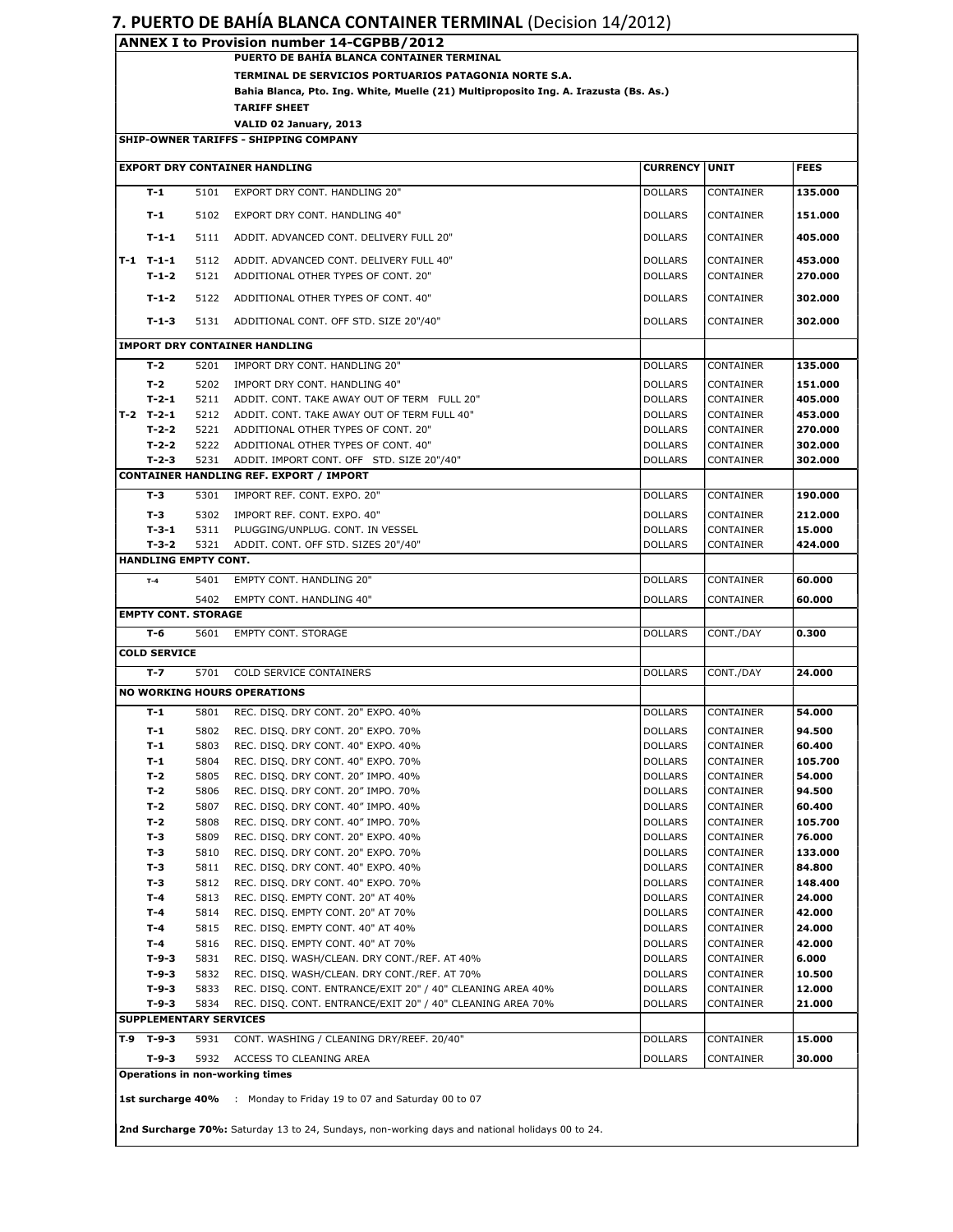# 7. PUERTO DE BAHÍA BLANCA CONTAINER TERMINAL (Decision 14/2012)

**ANNEX I to Provision number 14-CGPBB/2012**

**PUERTO DE BAHÍA BLANCA CONTAINER TERMINAL**

**TERMINAL DE SERVICIOS PORTUARIOS PATAGONIA NORTE S.A.**

**Bahia Blanca, Pto. Ing. White, Muelle (21) Multiproposito Ing. A. Irazusta (Bs. As.)**

**TARIFF SHEET**

**VALID 02 January, 2013**

**SHIP-OWNER TARIFFS - SHIPPING COMPANY**

| | | | | CURRENCY | UNIT | FEES |
|---|---|---|---|---|---|---|
| **EXPORT DRY CONTAINER HANDLING** | | | | | | |
| | **T-1** | 5101 | EXPORT DRY CONT. HANDLING 20" | DOLLARS | CONTAINER | **135.000** |
| | **T-1** | 5102 | EXPORT DRY CONT. HANDLING 40" | DOLLARS | CONTAINER | **151.000** |
| | **T-1-1** | 5111 | ADDIT. ADVANCED CONT. DELIVERY FULL 20" | DOLLARS | CONTAINER | **405.000** |
| **T-1** | **T-1-1** | 5112 | ADDIT. ADVANCED CONT. DELIVERY FULL 40" | DOLLARS | CONTAINER | **453.000** |
| | **T-1-2** | 5121 | ADDITIONAL OTHER TYPES OF CONT. 20" | DOLLARS | CONTAINER | **270.000** |
| | **T-1-2** | 5122 | ADDITIONAL OTHER TYPES OF CONT. 40" | DOLLARS | CONTAINER | **302.000** |
| | **T-1-3** | 5131 | ADDITIONAL CONT. OFF STD. SIZE 20"/40" | DOLLARS | CONTAINER | **302.000** |
| **IMPORT DRY CONTAINER HANDLING** | | | | | | |
| | **T-2** | 5201 | IMPORT DRY CONT. HANDLING 20" | DOLLARS | CONTAINER | **135.000** |
| | **T-2** | 5202 | IMPORT DRY CONT. HANDLING 40" | DOLLARS | CONTAINER | **151.000** |
| | **T-2-1** | 5211 | ADDIT. CONT. TAKE AWAY OUT OF TERM FULL 20" | DOLLARS | CONTAINER | **405.000** |
| **T-2** | **T-2-1** | 5212 | ADDIT. CONT. TAKE AWAY OUT OF TERM FULL 40" | DOLLARS | CONTAINER | **453.000** |
| | **T-2-2** | 5221 | ADDITIONAL OTHER TYPES OF CONT. 20" | DOLLARS | CONTAINER | **270.000** |
| | **T-2-2** | 5222 | ADDITIONAL OTHER TYPES OF CONT. 40" | DOLLARS | CONTAINER | **302.000** |
| | **T-2-3** | 5231 | ADDIT. IMPORT CONT. OFF STD. SIZE 20"/40" | DOLLARS | CONTAINER | **302.000** |
| **CONTAINER HANDLING REF. EXPORT / IMPORT** | | | | | | |
| | **T-3** | 5301 | IMPORT REF. CONT. EXPO. 20" | DOLLARS | CONTAINER | **190.000** |
| | **T-3** | 5302 | IMPORT REF. CONT. EXPO. 40" | DOLLARS | CONTAINER | **212.000** |
| | **T-3-1** | 5311 | PLUGGING/UNPLUG. CONT. IN VESSEL | DOLLARS | CONTAINER | **15.000** |
| | **T-3-2** | 5321 | ADDIT. CONT. OFF STD. SIZES 20"/40" | DOLLARS | CONTAINER | **424.000** |
| **HANDLING EMPTY CONT.** | | | | | | |
| | **T-4** | 5401 | EMPTY CONT. HANDLING 20" | DOLLARS | CONTAINER | **60.000** |
| | | 5402 | EMPTY CONT. HANDLING 40" | DOLLARS | CONTAINER | **60.000** |
| **EMPTY CONT. STORAGE** | | | | | | |
| | **T-6** | 5601 | EMPTY CONT. STORAGE | DOLLARS | CONT./DAY | **0.300** |
| **COLD SERVICE** | | | | | | |
| | **T-7** | 5701 | COLD SERVICE CONTAINERS | DOLLARS | CONT./DAY | **24.000** |
| **NO WORKING HOURS OPERATIONS** | | | | | | |
| | **T-1** | 5801 | REC. DISQ. DRY CONT. 20" EXPO. 40% | DOLLARS | CONTAINER | **54.000** |
| | **T-1** | 5802 | REC. DISQ. DRY CONT. 20" EXPO. 70% | DOLLARS | CONTAINER | **94.500** |
| | **T-1** | 5803 | REC. DISQ. DRY CONT. 40" EXPO. 40% | DOLLARS | CONTAINER | **60.400** |
| | **T-1** | 5804 | REC. DISQ. DRY CONT. 40" EXPO. 70% | DOLLARS | CONTAINER | **105.700** |
| | **T-2** | 5805 | REC. DISQ. DRY CONT. 20" IMPO. 40% | DOLLARS | CONTAINER | **54.000** |
| | **T-2** | 5806 | REC. DISQ. DRY CONT. 20" IMPO. 70% | DOLLARS | CONTAINER | **94.500** |
| | **T-2** | 5807 | REC. DISQ. DRY CONT. 40" IMPO. 40% | DOLLARS | CONTAINER | **60.400** |
| | **T-2** | 5808 | REC. DISQ. DRY CONT. 40" IMPO. 70% | DOLLARS | CONTAINER | **105.700** |
| | **T-3** | 5809 | REC. DISQ. DRY CONT. 20" EXPO. 40% | DOLLARS | CONTAINER | **76.000** |
| | **T-3** | 5810 | REC. DISQ. DRY CONT. 20" EXPO. 70% | DOLLARS | CONTAINER | **133.000** |
| | **T-3** | 5811 | REC. DISQ. DRY CONT. 40" EXPO. 40% | DOLLARS | CONTAINER | **84.800** |
| | **T-3** | 5812 | REC. DISQ. DRY CONT. 40" EXPO. 70% | DOLLARS | CONTAINER | **148.400** |
| | **T-4** | 5813 | REC. DISQ. EMPTY CONT. 20" AT 40% | DOLLARS | CONTAINER | **24.000** |
| | **T-4** | 5814 | REC. DISQ. EMPTY CONT. 20" AT 70% | DOLLARS | CONTAINER | **42.000** |
| | **T-4** | 5815 | REC. DISQ. EMPTY CONT. 40" AT 40% | DOLLARS | CONTAINER | **24.000** |
| | **T-4** | 5816 | REC. DISQ. EMPTY CONT. 40" AT 70% | DOLLARS | CONTAINER | **42.000** |
| | **T-9-3** | 5831 | REC. DISQ. WASH/CLEAN. DRY CONT./REF. AT 40% | DOLLARS | CONTAINER | **6.000** |
| | **T-9-3** | 5832 | REC. DISQ. WASH/CLEAN. DRY CONT./REF. AT 70% | DOLLARS | CONTAINER | **10.500** |
| | **T-9-3** | 5833 | REC. DISQ. CONT. ENTRANCE/EXIT 20" / 40" CLEANING AREA 40% | DOLLARS | CONTAINER | **12.000** |
| | **T-9-3** | 5834 | REC. DISQ. CONT. ENTRANCE/EXIT 20" / 40" CLEANING AREA 70% | DOLLARS | CONTAINER | **21.000** |
| **SUPPLEMENTARY SERVICES** | | | | | | |
| **T-9** | **T-9-3** | 5931 | CONT. WASHING / CLEANING DRY/REEF. 20/40" | DOLLARS | CONTAINER | **15.000** |
| | **T-9-3** | 5932 | ACCESS TO CLEANING AREA | DOLLARS | CONTAINER | **30.000** |

**Operations in non-working times**

**1st surcharge 40%** : Monday to Friday 19 to 07 and Saturday 00 to 07

**2nd Surcharge 70%:** Saturday 13 to 24, Sundays, non-working days and national holidays 00 to 24.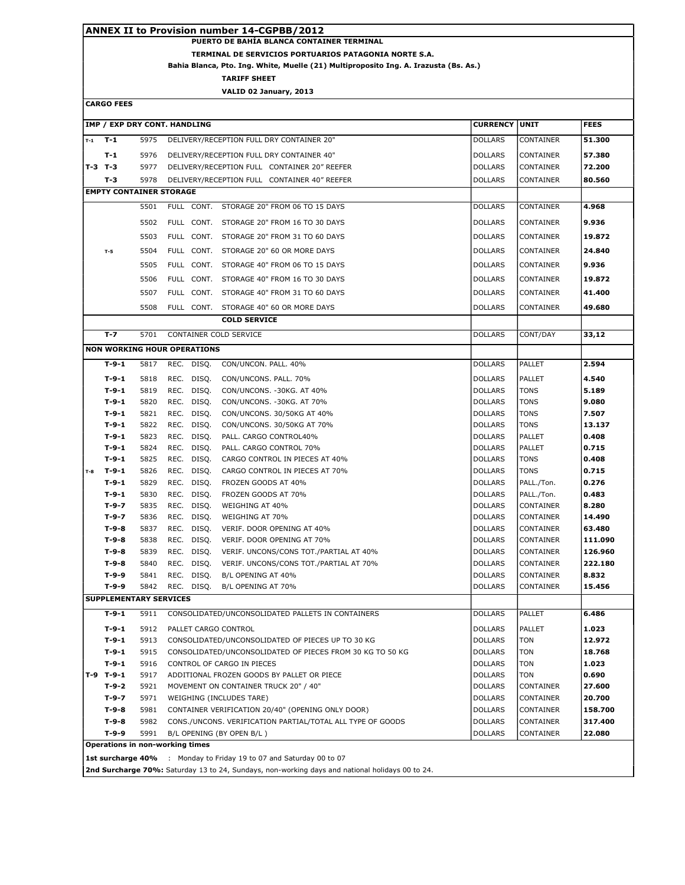## ANNEX II to Provision number 14-CGPBB/2012

**PUERTO DE BAHÍA BLANCA CONTAINER TERMINAL**

**TERMINAL DE SERVICIOS PORTUARIOS PATAGONIA NORTE S.A.**

**Bahia Blanca, Pto. Ing. White, Muelle (21) Multiproposito Ing. A. Irazusta (Bs. As.)**

**TARIFF SHEET**

**VALID 02 January, 2013**

**CARGO FEES**

| | | | | CURRENCY | UNIT | FEES |
|---|---|---|---|---|---|---|
| **IMP / EXP DRY CONT. HANDLING** | | | | | | |
| T-1 | **T-1** | 5975 | DELIVERY/RECEPTION FULL DRY CONTAINER 20" | DOLLARS | CONTAINER | **51.300** |
| | **T-1** | 5976 | DELIVERY/RECEPTION FULL DRY CONTAINER 40" | DOLLARS | CONTAINER | **57.380** |
| **T-3** | **T-3** | 5977 | DELIVERY/RECEPTION FULL CONTAINER 20" REEFER | DOLLARS | CONTAINER | **72.200** |
| | **T-3** | 5978 | DELIVERY/RECEPTION FULL CONTAINER 40" REEFER | DOLLARS | CONTAINER | **80.560** |
| **EMPTY CONTAINER STORAGE** | | | | | | |
| | | 5501 | FULL CONT. STORAGE 20" FROM 06 TO 15 DAYS | DOLLARS | CONTAINER | **4.968** |
| | | 5502 | FULL CONT. STORAGE 20" FROM 16 TO 30 DAYS | DOLLARS | CONTAINER | **9.936** |
| | | 5503 | FULL CONT. STORAGE 20" FROM 31 TO 60 DAYS | DOLLARS | CONTAINER | **19.872** |
| | T-5 | 5504 | FULL CONT. STORAGE 20" 60 OR MORE DAYS | DOLLARS | CONTAINER | **24.840** |
| | | 5505 | FULL CONT. STORAGE 40" FROM 06 TO 15 DAYS | DOLLARS | CONTAINER | **9.936** |
| | | 5506 | FULL CONT. STORAGE 40" FROM 16 TO 30 DAYS | DOLLARS | CONTAINER | **19.872** |
| | | 5507 | FULL CONT. STORAGE 40" FROM 31 TO 60 DAYS | DOLLARS | CONTAINER | **41.400** |
| | | 5508 | FULL CONT. STORAGE 40" 60 OR MORE DAYS | DOLLARS | CONTAINER | **49.680** |
| | | | **COLD SERVICE** | | | |
| | **T-7** | 5701 | CONTAINER COLD SERVICE | DOLLARS | CONT/DAY | **33,12** |
| **NON WORKING HOUR OPERATIONS** | | | | | | |
| | **T-9-1** | 5817 | REC. DISQ. CON/UNCON. PALL. 40% | DOLLARS | PALLET | **2.594** |
| | **T-9-1** | 5818 | REC. DISQ. CON/UNCONS. PALL. 70% | DOLLARS | PALLET | **4.540** |
| | **T-9-1** | 5819 | REC. DISQ. CON/UNCONS. -30KG. AT 40% | DOLLARS | TONS | **5.189** |
| | **T-9-1** | 5820 | REC. DISQ. CON/UNCONS. -30KG. AT 70% | DOLLARS | TONS | **9.080** |
| | **T-9-1** | 5821 | REC. DISQ. CON/UNCONS. 30/50KG AT 40% | DOLLARS | TONS | **7.507** |
| | **T-9-1** | 5822 | REC. DISQ. CON/UNCONS. 30/50KG AT 70% | DOLLARS | TONS | **13.137** |
| | **T-9-1** | 5823 | REC. DISQ. PALL. CARGO CONTROL40% | DOLLARS | PALLET | **0.408** |
| | **T-9-1** | 5824 | REC. DISQ. PALL. CARGO CONTROL 70% | DOLLARS | PALLET | **0.715** |
| | **T-9-1** | 5825 | REC. DISQ. CARGO CONTROL IN PIECES AT 40% | DOLLARS | TONS | **0.408** |
| T-8 | **T-9-1** | 5826 | REC. DISQ. CARGO CONTROL IN PIECES AT 70% | DOLLARS | TONS | **0.715** |
| | **T-9-1** | 5829 | REC. DISQ. FROZEN GOODS AT 40% | DOLLARS | PALL./Ton. | **0.276** |
| | **T-9-1** | 5830 | REC. DISQ. FROZEN GOODS AT 70% | DOLLARS | PALL./Ton. | **0.483** |
| | **T-9-7** | 5835 | REC. DISQ. WEIGHING AT 40% | DOLLARS | CONTAINER | **8.280** |
| | **T-9-7** | 5836 | REC. DISQ. WEIGHING AT 70% | DOLLARS | CONTAINER | **14.490** |
| | **T-9-8** | 5837 | REC. DISQ. VERIF. DOOR OPENING AT 40% | DOLLARS | CONTAINER | **63.480** |
| | **T-9-8** | 5838 | REC. DISQ. VERIF. DOOR OPENING AT 70% | DOLLARS | CONTAINER | **111.090** |
| | **T-9-8** | 5839 | REC. DISQ. VERIF. UNCONS/CONS TOT./PARTIAL AT 40% | DOLLARS | CONTAINER | **126.960** |
| | **T-9-8** | 5840 | REC. DISQ. VERIF. UNCONS/CONS TOT./PARTIAL AT 70% | DOLLARS | CONTAINER | **222.180** |
| | **T-9-9** | 5841 | REC. DISQ. B/L OPENING AT 40% | DOLLARS | CONTAINER | **8.832** |
| | **T-9-9** | 5842 | REC. DISQ. B/L OPENING AT 70% | DOLLARS | CONTAINER | **15.456** |
| **SUPPLEMENTARY SERVICES** | | | | | | |
| | **T-9-1** | 5911 | CONSOLIDATED/UNCONSOLIDATED PALLETS IN CONTAINERS | DOLLARS | PALLET | **6.486** |
| | **T-9-1** | 5912 | PALLET CARGO CONTROL | DOLLARS | PALLET | **1.023** |
| | **T-9-1** | 5913 | CONSOLIDATED/UNCONSOLIDATED OF PIECES UP TO 30 KG | DOLLARS | TON | **12.972** |
| | **T-9-1** | 5915 | CONSOLIDATED/UNCONSOLIDATED OF PIECES FROM 30 KG TO 50 KG | DOLLARS | TON | **18.768** |
| | **T-9-1** | 5916 | CONTROL OF CARGO IN PIECES | DOLLARS | TON | **1.023** |
| **T-9** | **T-9-1** | 5917 | ADDITIONAL FROZEN GOODS BY PALLET OR PIECE | DOLLARS | TON | **0.690** |
| | **T-9-2** | 5921 | MOVEMENT ON CONTAINER TRUCK 20" / 40" | DOLLARS | CONTAINER | **27.600** |
| | **T-9-7** | 5971 | WEIGHING (INCLUDES TARE) | DOLLARS | CONTAINER | **20.700** |
| | **T-9-8** | 5981 | CONTAINER VERIFICATION 20/40" (OPENING ONLY DOOR) | DOLLARS | CONTAINER | **158.700** |
| | **T-9-8** | 5982 | CONS./UNCONS. VERIFICATION PARTIAL/TOTAL ALL TYPE OF GOODS | DOLLARS | CONTAINER | **317.400** |
| | **T-9-9** | 5991 | B/L OPENING (BY OPEN B/L ) | DOLLARS | CONTAINER | **22.080** |

**Operations in non-working times**

**1st surcharge 40%** : Monday to Friday 19 to 07 and Saturday 00 to 07

**2nd Surcharge 70%:** Saturday 13 to 24, Sundays, non-working days and national holidays 00 to 24.